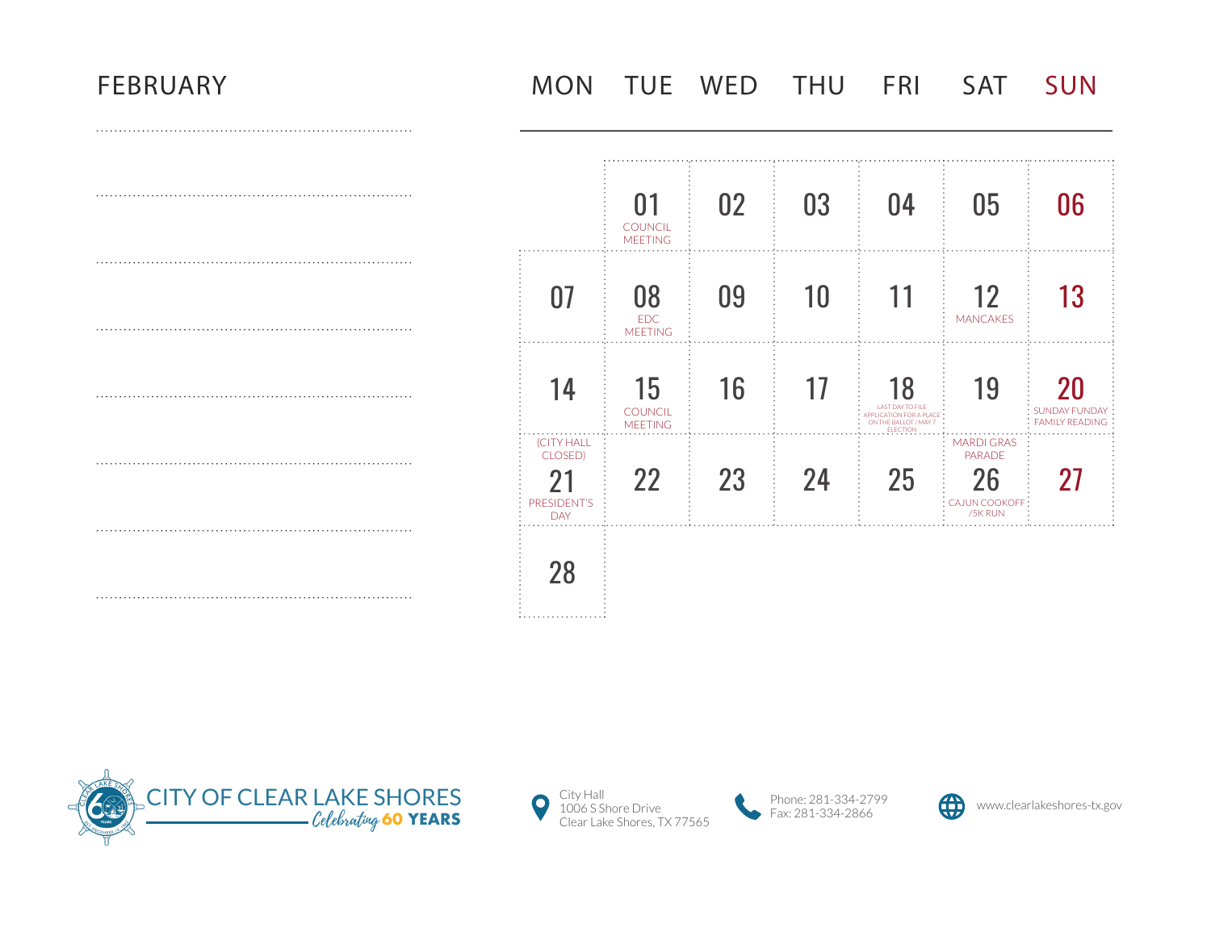# FEBRUARY

| MON | TUE | WED | THU | FRI | SAT | SUN |
| --- | --- | --- | --- | --- | --- | --- |
| | 01 COUNCIL MEETING | 02 | 03 | 04 | 05 | 06 |
| 07 | 08 EDC MEETING | 09 | 10 | 11 | 12 MANCAKES | 13 |
| 14 | 15 COUNCIL MEETING | 16 | 17 | 18 LAST DAY TO FILE APPLICATION FOR A PLACE ON THE BALLOT / MAY 7 ELECTION | 19 | 20 SUNDAY FUNDAY FAMILY READING |
| (CITY HALL CLOSED) 21 PRESIDENT'S DAY | 22 | 23 | 24 | 25 | MARDI GRAS PARADE 26 CAJUN COOKOFF /5K RUN | 27 |
| 28 | | | | | | |

CITY OF CLEAR LAKE SHORES
*Celebrating* **60 YEARS**

City Hall
1006 S Shore Drive
Clear Lake Shores, TX 77565

Phone: 281-334-2799
Fax: 281-334-2866

www.clearlakeshores-tx.gov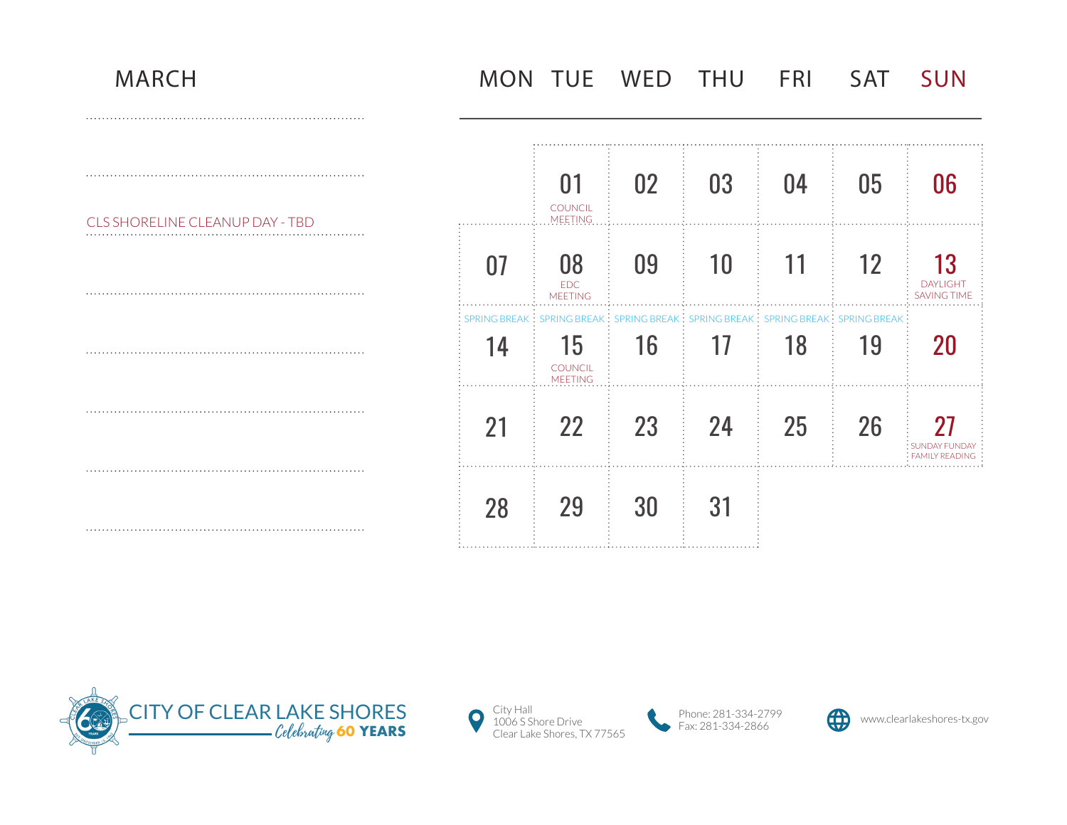# MARCH

CLS SHORELINE CLEANUP DAY - TBD

| MON | TUE | WED | THU | FRI | SAT | SUN |
|---|---|---|---|---|---|---|
| | 01 COUNCIL MEETING | 02 | 03 | 04 | 05 | 06 |
| 07 | 08 EDC MEETING | 09 | 10 | 11 | 12 | 13 DAYLIGHT SAVING TIME |
| SPRING BREAK 14 | SPRING BREAK 15 COUNCIL MEETING | SPRING BREAK 16 | SPRING BREAK 17 | SPRING BREAK 18 | SPRING BREAK 19 | 20 |
| 21 | 22 | 23 | 24 | 25 | 26 | 27 SUNDAY FUNDAY FAMILY READING |
| 28 | 29 | 30 | 31 | | | |

CITY OF CLEAR LAKE SHORES
*Celebrating* **60 YEARS**

City Hall
1006 S Shore Drive
Clear Lake Shores, TX 77565

Phone: 281-334-2799
Fax: 281-334-2866

www.clearlakeshores-tx.gov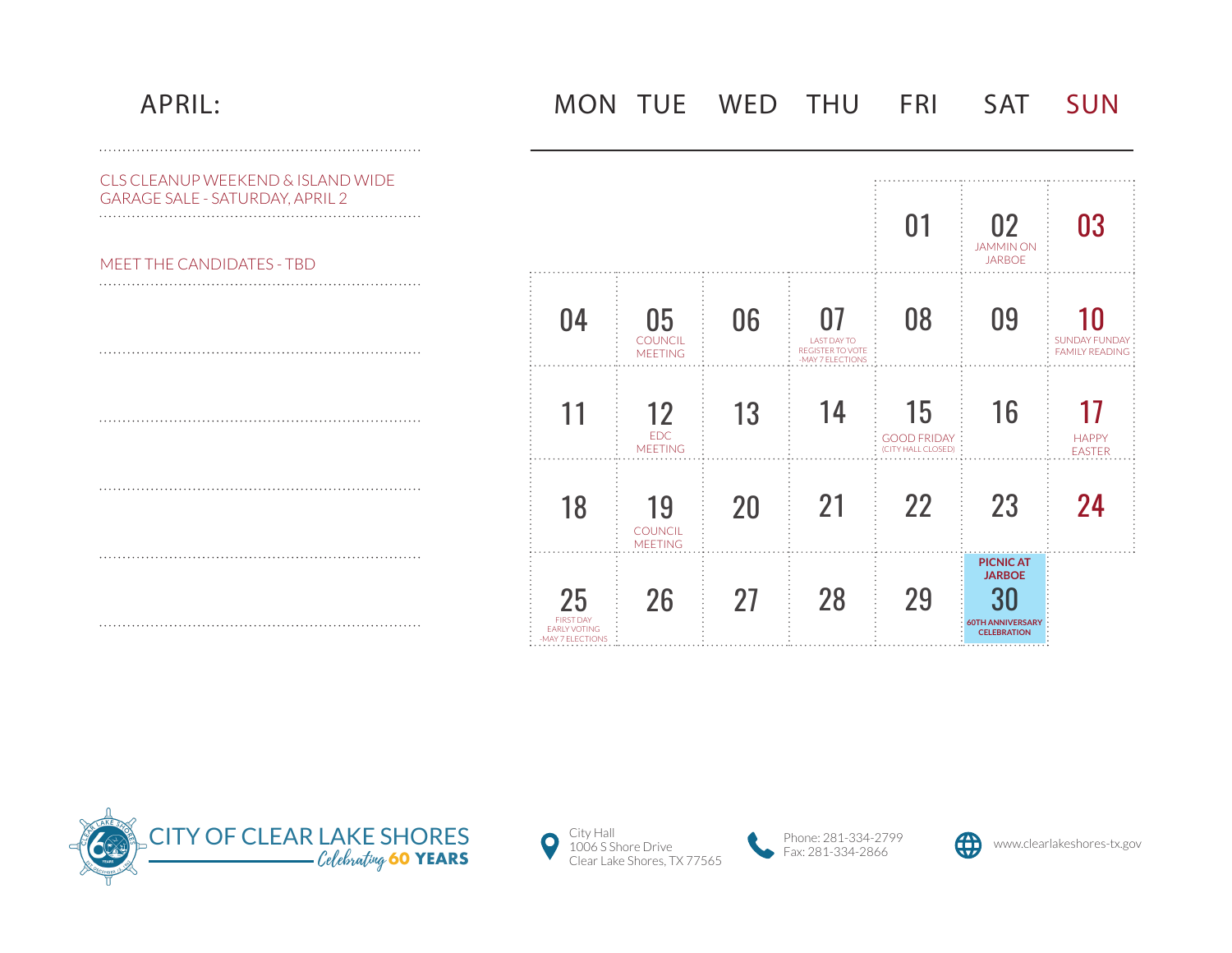# APRIL:

CLS CLEANUP WEEKEND & ISLAND WIDE GARAGE SALE - SATURDAY, APRIL 2

MEET THE CANDIDATES - TBD

| MON | TUE | WED | THU | FRI | SAT | SUN |
|---|---|---|---|---|---|---|
| | | | | 01 | 02 JAMMIN ON JARBOE | 03 |
| 04 | 05 COUNCIL MEETING | 06 | 07 LAST DAY TO REGISTER TO VOTE -MAY 7 ELECTIONS | 08 | 09 | 10 SUNDAY FUNDAY FAMILY READING |
| 11 | 12 EDC MEETING | 13 | 14 | 15 GOOD FRIDAY (CITY HALL CLOSED) | 16 | 17 HAPPY EASTER |
| 18 | 19 COUNCIL MEETING | 20 | 21 | 22 | 23 | 24 |
| 25 FIRST DAY EARLY VOTING -MAY 7 ELECTIONS | 26 | 27 | 28 | 29 | PICNIC AT JARBOE 30 60TH ANNIVERSARY CELEBRATION | |

CITY OF CLEAR LAKE SHORES
*Celebrating* **60 YEARS**

City Hall
1006 S Shore Drive
Clear Lake Shores, TX 77565

Phone: 281-334-2799
Fax: 281-334-2866

www.clearlakeshores-tx.gov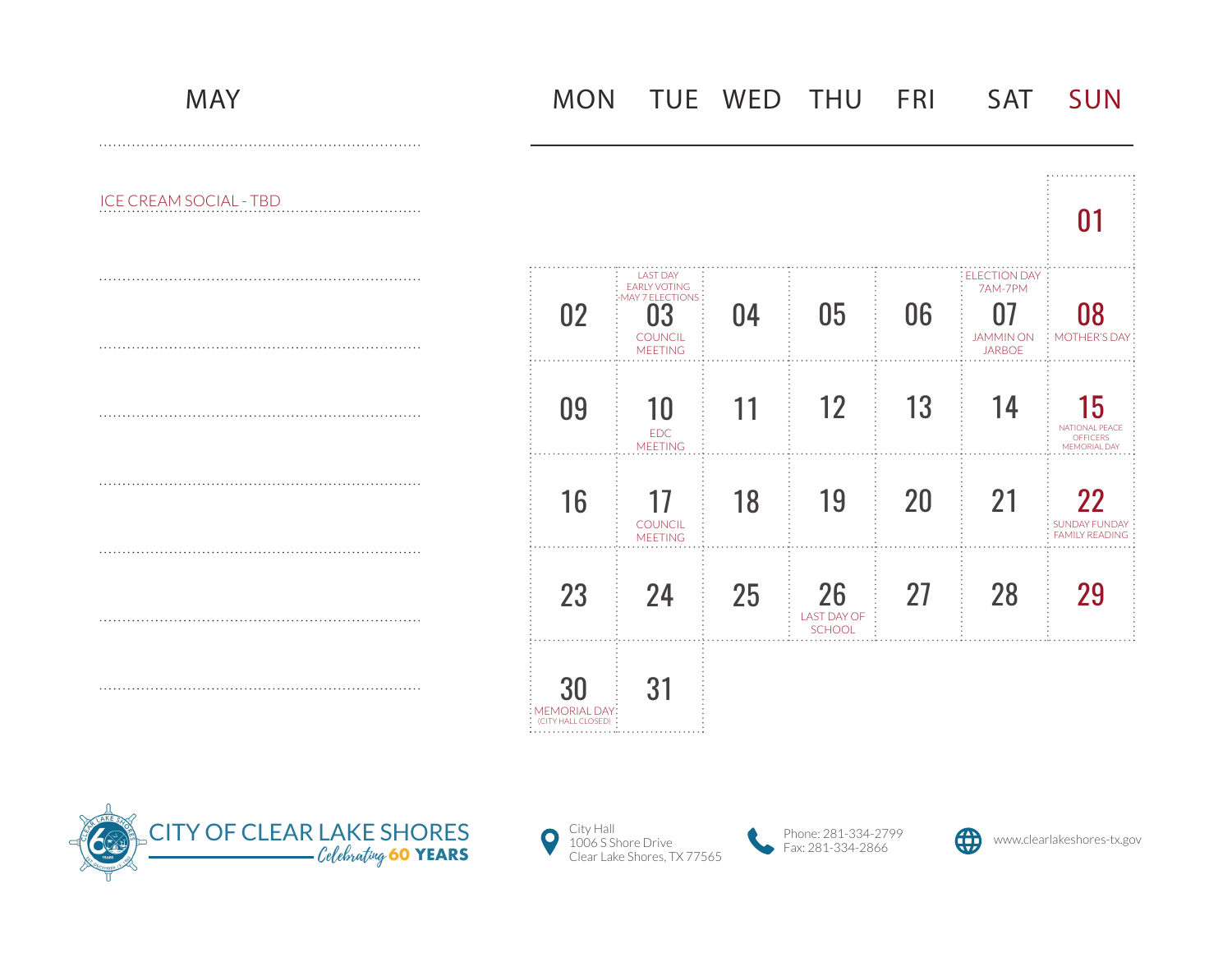## MAY

ICE CREAM SOCIAL - TBD

| MON | TUE | WED | THU | FRI | SAT | SUN |
|---|---|---|---|---|---|---|
| | | | | | | 01 |
| 02 | LAST DAY EARLY VOTING -MAY 7 ELECTIONS 03 COUNCIL MEETING | 04 | 05 | 06 | ELECTION DAY 7AM-7PM 07 JAMMIN ON JARBOE | 08 MOTHER'S DAY |
| 09 | 10 EDC MEETING | 11 | 12 | 13 | 14 | 15 NATIONAL PEACE OFFICERS MEMORIAL DAY |
| 16 | 17 COUNCIL MEETING | 18 | 19 | 20 | 21 | 22 SUNDAY FUNDAY FAMILY READING |
| 23 | 24 | 25 | 26 LAST DAY OF SCHOOL | 27 | 28 | 29 |
| 30 MEMORIAL DAY (CITY HALL CLOSED) | 31 | | | | | |

CITY OF CLEAR LAKE SHORES
*Celebrating* **60 YEARS**

City Hall
1006 S Shore Drive
Clear Lake Shores, TX 77565

Phone: 281-334-2799
Fax: 281-334-2866

www.clearlakeshores-tx.gov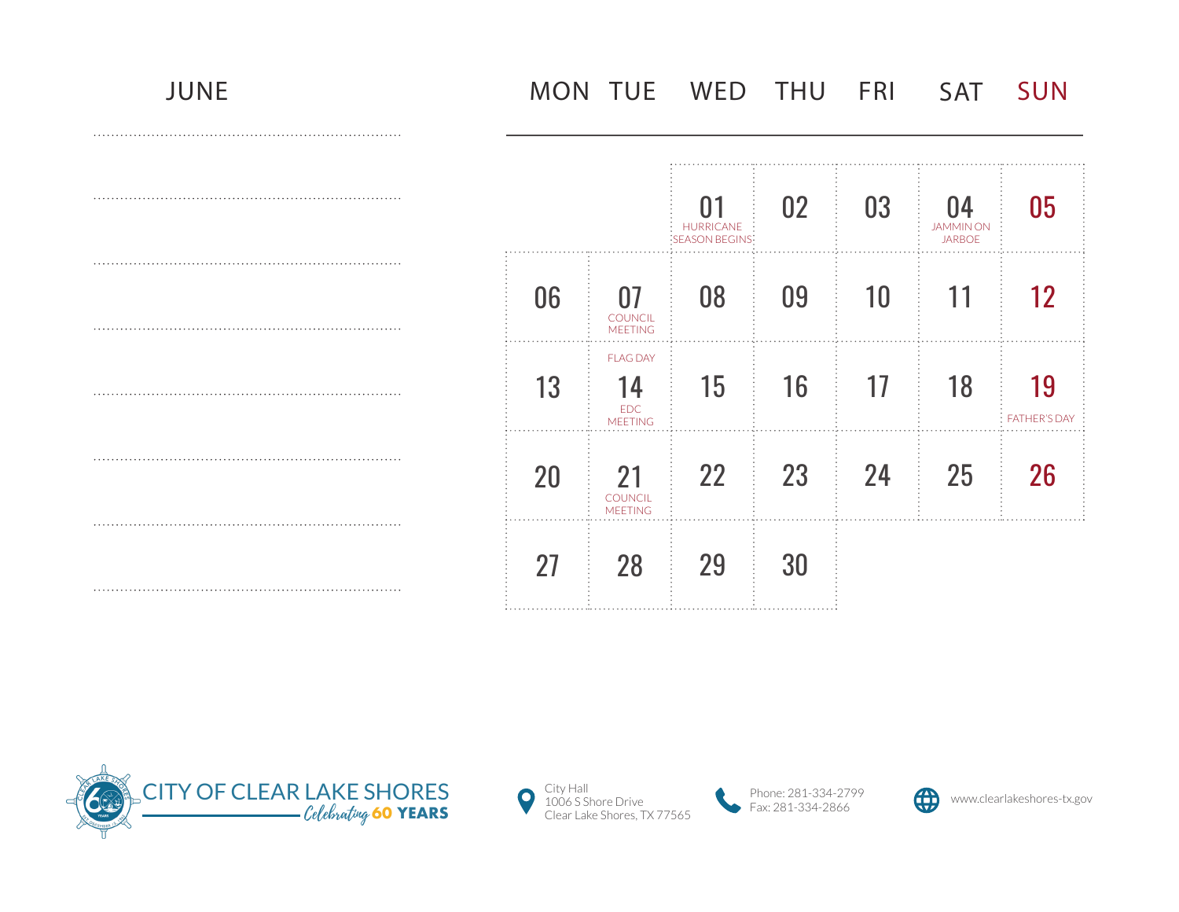# JUNE

| MON | TUE | WED | THU | FRI | SAT | SUN |
|---|---|---|---|---|---|---|
| | | 01 HURRICANE SEASON BEGINS | 02 | 03 | 04 JAMMIN ON JARBOE | 05 |
| 06 | 07 COUNCIL MEETING | 08 | 09 | 10 | 11 | 12 |
| 13 | FLAG DAY 14 EDC MEETING | 15 | 16 | 17 | 18 | 19 FATHER'S DAY |
| 20 | 21 COUNCIL MEETING | 22 | 23 | 24 | 25 | 26 |
| 27 | 28 | 29 | 30 | | | |

CITY OF CLEAR LAKE SHORES
Celebrating 60 YEARS

City Hall
1006 S Shore Drive
Clear Lake Shores, TX 77565

Phone: 281-334-2799
Fax: 281-334-2866

www.clearlakeshores-tx.gov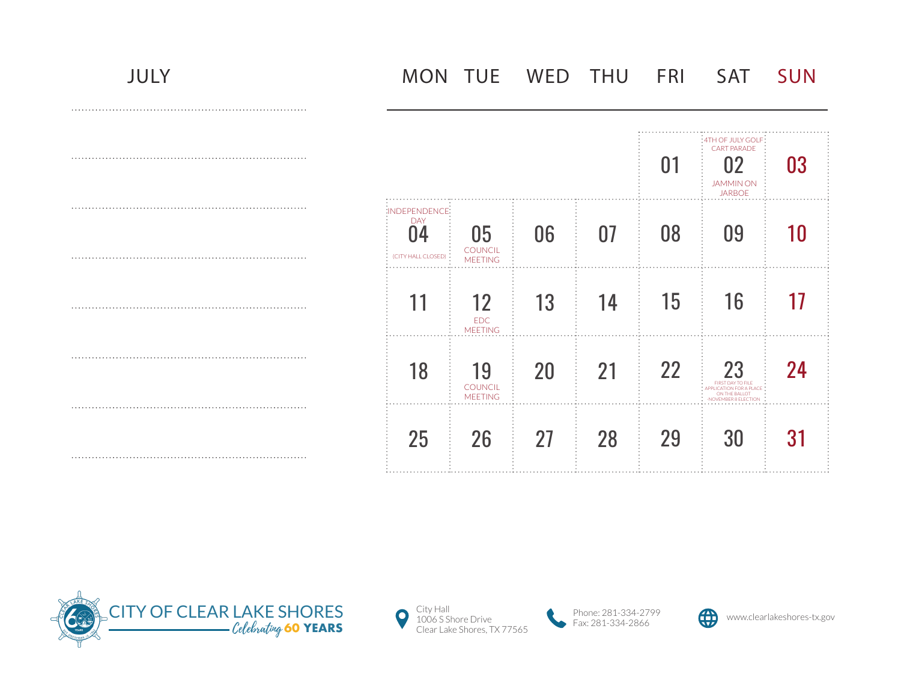# JULY

| MON | TUE | WED | THU | FRI | SAT | SUN |
|---|---|---|---|---|---|---|
| | | | | 01 | 4TH OF JULY GOLF CART PARADE 02 JAMMIN ON JARBOE | 03 |
| INDEPENDENCE DAY 04 (CITY HALL CLOSED) | 05 COUNCIL MEETING | 06 | 07 | 08 | 09 | 10 |
| 11 | 12 EDC MEETING | 13 | 14 | 15 | 16 | 17 |
| 18 | 19 COUNCIL MEETING | 20 | 21 | 22 | 23 FIRST DAY TO FILE APPLICATION FOR A PLACE ON THE BALLOT -NOVEMBER 8 ELECTION | 24 |
| 25 | 26 | 27 | 28 | 29 | 30 | 31 |

CITY OF CLEAR LAKE SHORES
*Celebrating* 60 YEARS

City Hall
1006 S Shore Drive
Clear Lake Shores, TX 77565

Phone: 281-334-2799
Fax: 281-334-2866

www.clearlakeshores-tx.gov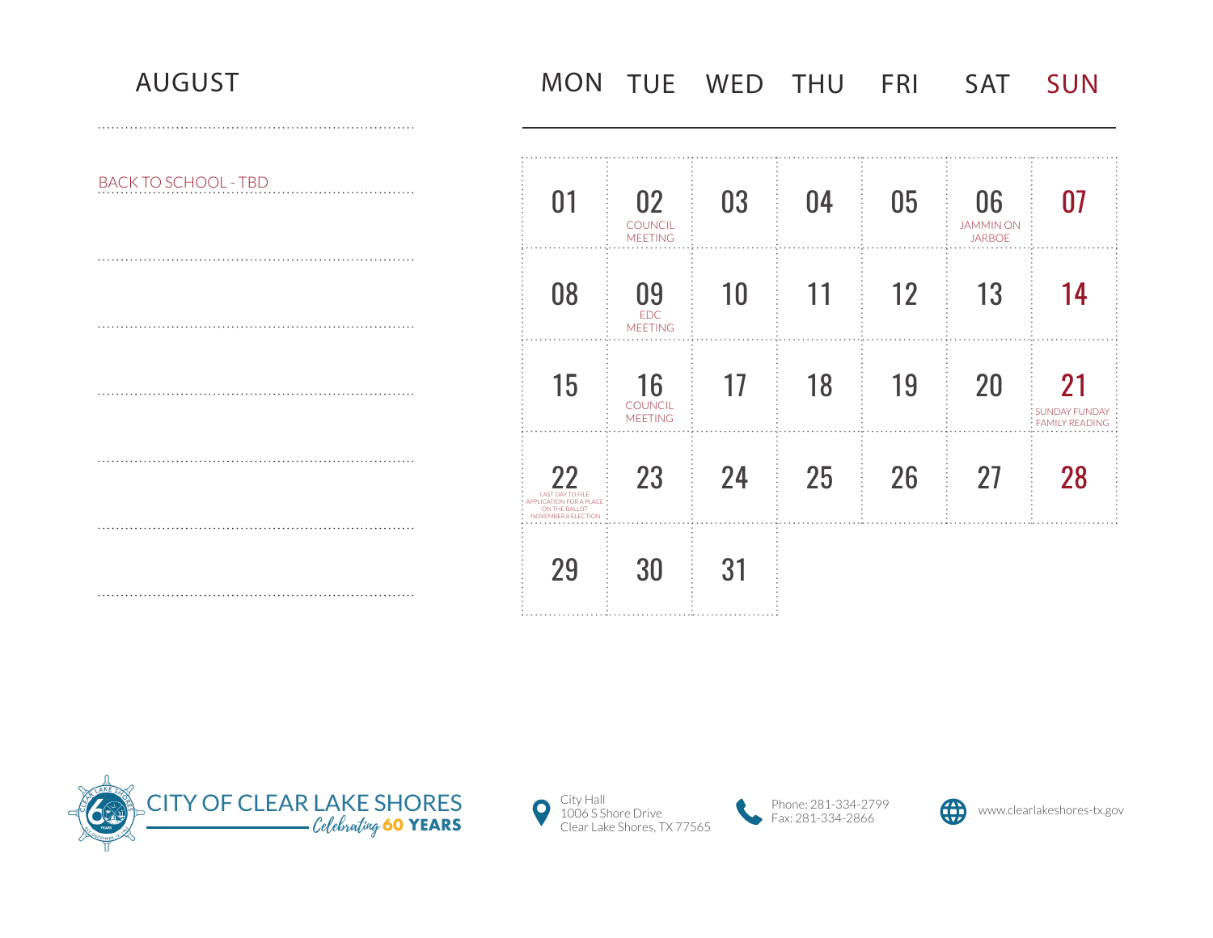# AUGUST

BACK TO SCHOOL - TBD

| MON | TUE | WED | THU | FRI | SAT | SUN |
|---|---|---|---|---|---|---|
| 01 | 02 COUNCIL MEETING | 03 | 04 | 05 | 06 JAMMIN ON JARBOE | 07 |
| 08 | 09 EDC MEETING | 10 | 11 | 12 | 13 | 14 |
| 15 | 16 COUNCIL MEETING | 17 | 18 | 19 | 20 | 21 SUNDAY FUNDAY FAMILY READING |
| 22 LAST DAY TO FILE APPLICATION FOR A PLACE ON THE BALLOT -NOVEMBER 8 ELECTION | 23 | 24 | 25 | 26 | 27 | 28 |
| 29 | 30 | 31 | | | | |

CITY OF CLEAR LAKE SHORES
Celebrating 60 YEARS

City Hall
1006 S Shore Drive
Clear Lake Shores, TX 77565

Phone: 281-334-2799
Fax: 281-334-2866

www.clearlakeshores-tx.gov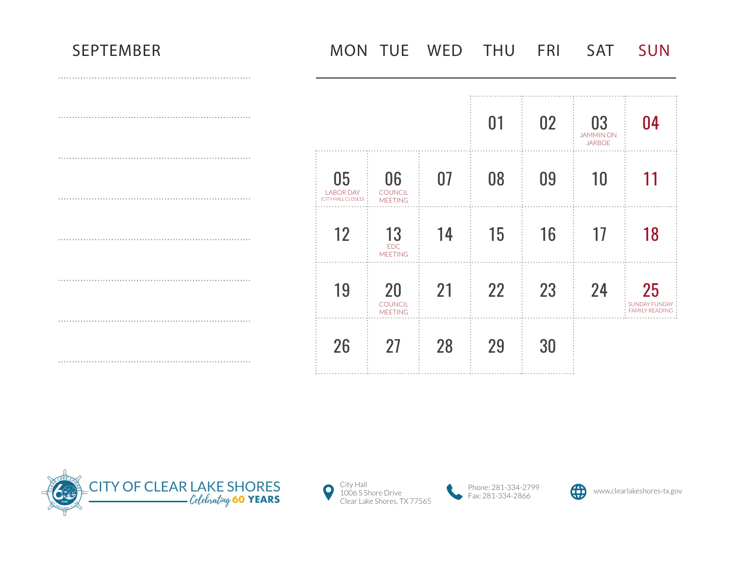# SEPTEMBER

| MON | TUE | WED | THU | FRI | SAT | SUN |
|---|---|---|---|---|---|---|
| | | | 01 | 02 | 03 JAMMIN ON JARBOE | 04 |
| 05 LABOR DAY (CITY HALL CLOSED) | 06 COUNCIL MEETING | 07 | 08 | 09 | 10 | 11 |
| 12 | 13 EDC MEETING | 14 | 15 | 16 | 17 | 18 |
| 19 | 20 COUNCIL MEETING | 21 | 22 | 23 | 24 | 25 SUNDAY FUNDAY FAMILY READING |
| 26 | 27 | 28 | 29 | 30 | | |

CITY OF CLEAR LAKE SHORES
*Celebrating* **60 YEARS**

City Hall
1006 S Shore Drive
Clear Lake Shores, TX 77565

Phone: 281-334-2799
Fax: 281-334-2866

www.clearlakeshores-tx.gov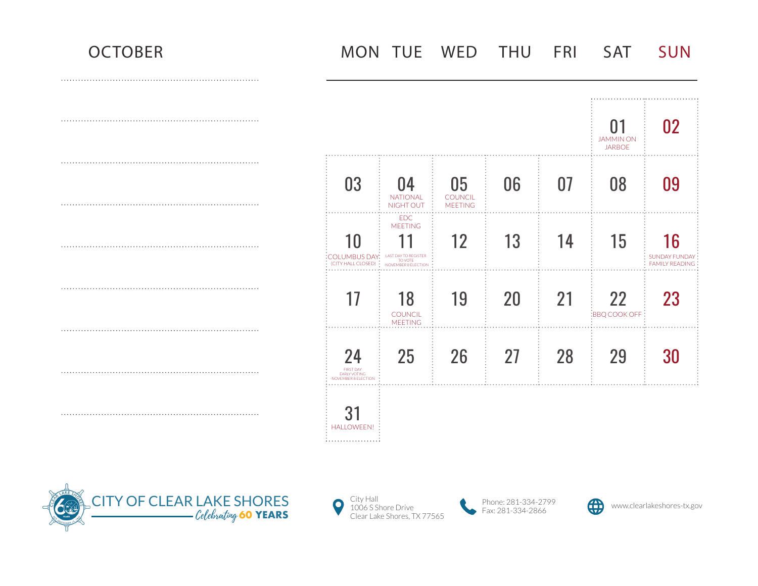# OCTOBER

| MON | TUE | WED | THU | FRI | SAT | SUN |
|---|---|---|---|---|---|---|
| | | | | | 01 JAMMIN ON JARBOE | 02 |
| 03 | 04 NATIONAL NIGHT OUT | 05 COUNCIL MEETING | 06 | 07 | 08 | 09 |
| 10 COLUMBUS DAY (CITY HALL CLOSED) | EDC MEETING 11 LAST DAY TO REGISTER TO VOTE -NOVEMBER 8 ELECTION | 12 | 13 | 14 | 15 | 16 SUNDAY FUNDAY FAMILY READING |
| 17 | 18 COUNCIL MEETING | 19 | 20 | 21 | 22 BBQ COOK OFF | 23 |
| 24 FIRST DAY EARLY VOTING -NOVEMBER 8 ELECTION | 25 | 26 | 27 | 28 | 29 | 30 |
| 31 HALLOWEEN! | | | | | | |

CITY OF CLEAR LAKE SHORES
*Celebrating* **60 YEARS**

City Hall
1006 S Shore Drive
Clear Lake Shores, TX 77565

Phone: 281-334-2799
Fax: 281-334-2866

www.clearlakeshores-tx.gov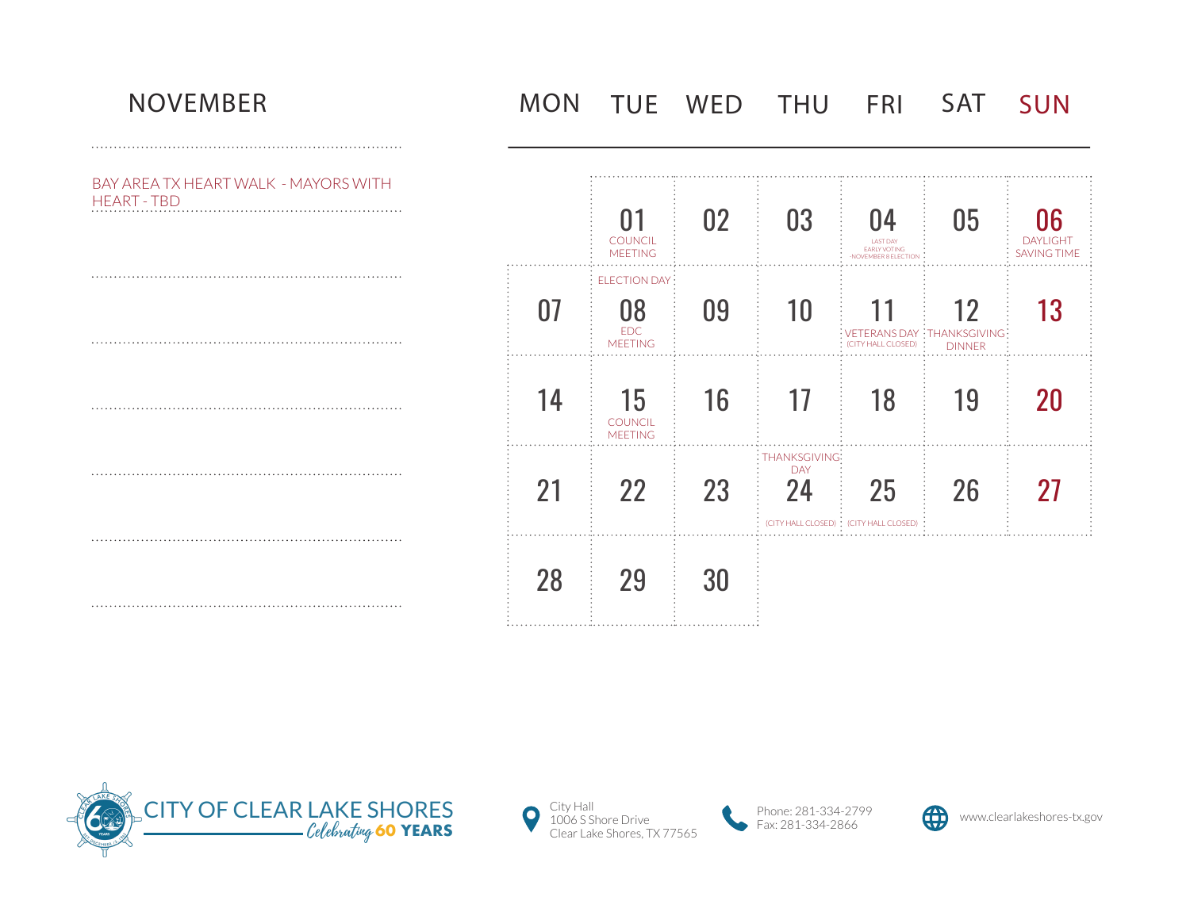# NOVEMBER

BAY AREA TX HEART WALK - MAYORS WITH HEART - TBD

| MON | TUE | WED | THU | FRI | SAT | SUN |
|---|---|---|---|---|---|---|
| | 01 COUNCIL MEETING | 02 | 03 | 04 LAST DAY EARLY VOTING -NOVEMBER 8 ELECTION | 05 | 06 DAYLIGHT SAVING TIME |
| 07 | ELECTION DAY 08 EDC MEETING | 09 | 10 | 11 VETERANS DAY (CITY HALL CLOSED) | 12 THANKSGIVING DINNER | 13 |
| 14 | 15 COUNCIL MEETING | 16 | 17 | 18 | 19 | 20 |
| 21 | 22 | 23 | THANKSGIVING DAY 24 (CITY HALL CLOSED) | 25 (CITY HALL CLOSED) | 26 | 27 |
| 28 | 29 | 30 | | | | |

CITY OF CLEAR LAKE SHORES
*Celebrating* **60 YEARS**

City Hall
1006 S Shore Drive
Clear Lake Shores, TX 77565

Phone: 281-334-2799
Fax: 281-334-2866

www.clearlakeshores-tx.gov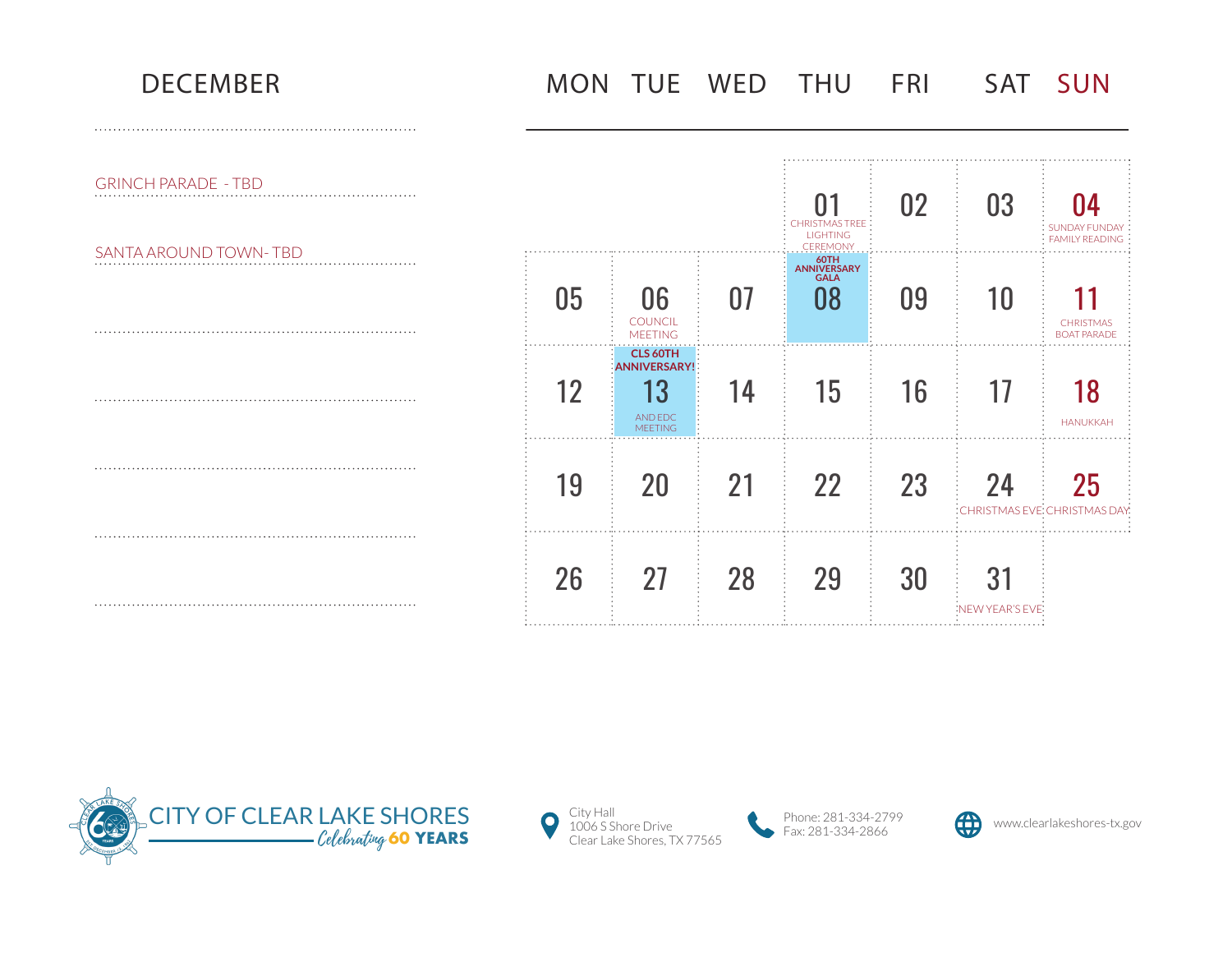# DECEMBER

GRINCH PARADE - TBD

SANTA AROUND TOWN- TBD

| MON | TUE | WED | THU | FRI | SAT | SUN |
|---|---|---|---|---|---|---|
| | | | 01 CHRISTMAS TREE LIGHTING CEREMONY | 02 | 03 | 04 SUNDAY FUNDAY FAMILY READING |
| 05 | 06 COUNCIL MEETING | 07 | **60TH ANNIVERSARY GALA** 08 | 09 | 10 | 11 CHRISTMAS BOAT PARADE |
| 12 | **CLS 60TH ANNIVERSARY!** 13 AND EDC MEETING | 14 | 15 | 16 | 17 | 18 HANUKKAH |
| 19 | 20 | 21 | 22 | 23 | 24 CHRISTMAS EVE | 25 CHRISTMAS DAY |
| 26 | 27 | 28 | 29 | 30 | 31 NEW YEAR'S EVE | |

CITY OF CLEAR LAKE SHORES
*Celebrating* **60 YEARS**

City Hall
1006 S Shore Drive
Clear Lake Shores, TX 77565

Phone: 281-334-2799
Fax: 281-334-2866

www.clearlakeshores-tx.gov